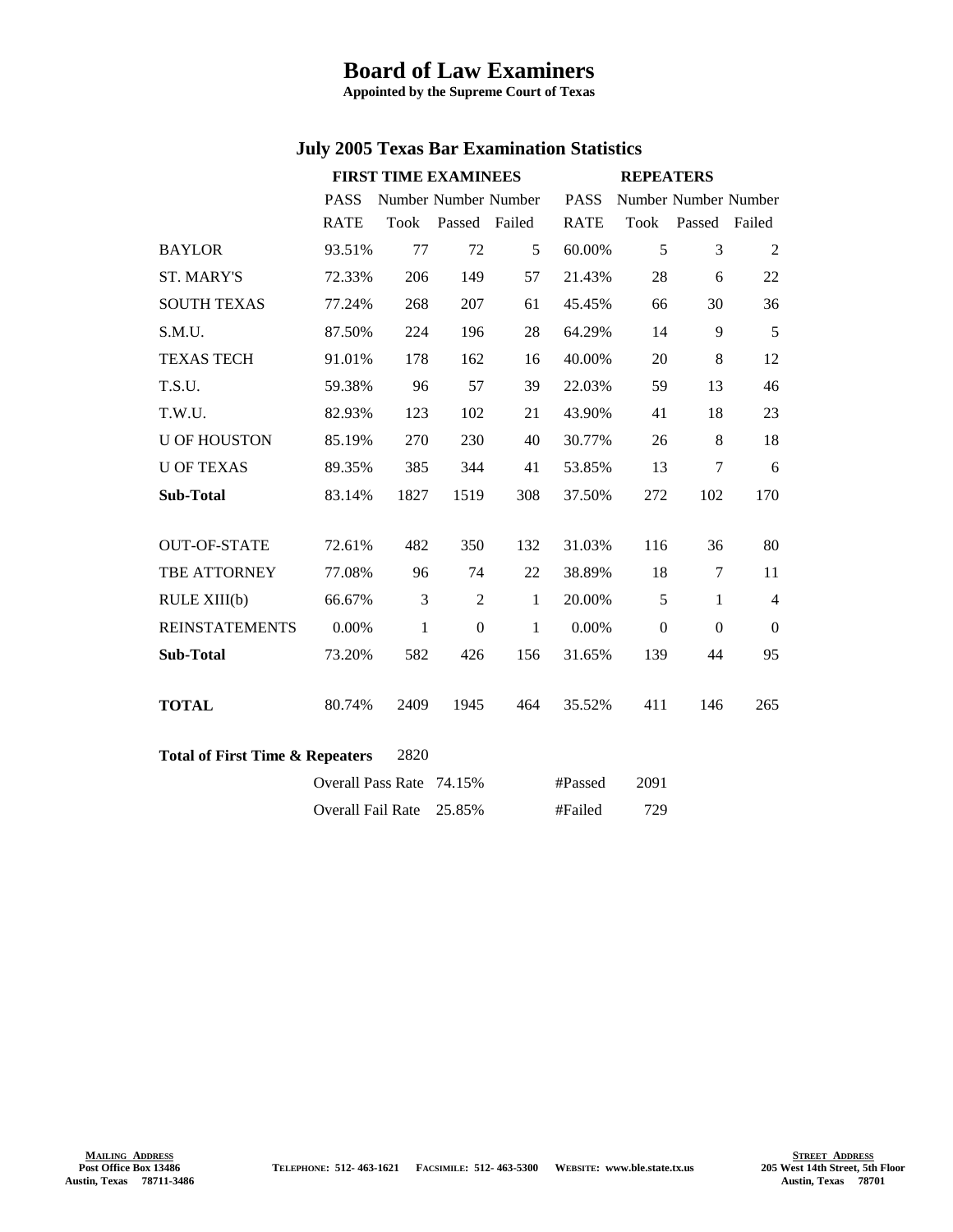# Board of Law Examiners

**Appointed by the Supreme Court of Texas**

## July 2005 Texas Bar Examination Statistics

| | FIRST TIME EXAMINEES | | | | REPEATERS | | | |
|---|---|---|---|---|---|---|---|---|
| | PASS RATE | Number Took | Number Passed | Number Failed | PASS RATE | Number Took | Number Passed | Number Failed |
| BAYLOR | 93.51% | 77 | 72 | 5 | 60.00% | 5 | 3 | 2 |
| ST. MARY'S | 72.33% | 206 | 149 | 57 | 21.43% | 28 | 6 | 22 |
| SOUTH TEXAS | 77.24% | 268 | 207 | 61 | 45.45% | 66 | 30 | 36 |
| S.M.U. | 87.50% | 224 | 196 | 28 | 64.29% | 14 | 9 | 5 |
| TEXAS TECH | 91.01% | 178 | 162 | 16 | 40.00% | 20 | 8 | 12 |
| T.S.U. | 59.38% | 96 | 57 | 39 | 22.03% | 59 | 13 | 46 |
| T.W.U. | 82.93% | 123 | 102 | 21 | 43.90% | 41 | 18 | 23 |
| U OF HOUSTON | 85.19% | 270 | 230 | 40 | 30.77% | 26 | 8 | 18 |
| U OF TEXAS | 89.35% | 385 | 344 | 41 | 53.85% | 13 | 7 | 6 |
| **Sub-Total** | 83.14% | 1827 | 1519 | 308 | 37.50% | 272 | 102 | 170 |
| OUT-OF-STATE | 72.61% | 482 | 350 | 132 | 31.03% | 116 | 36 | 80 |
| TBE ATTORNEY | 77.08% | 96 | 74 | 22 | 38.89% | 18 | 7 | 11 |
| RULE XIII(b) | 66.67% | 3 | 2 | 1 | 20.00% | 5 | 1 | 4 |
| REINSTATEMENTS | 0.00% | 1 | 0 | 1 | 0.00% | 0 | 0 | 0 |
| **Sub-Total** | 73.20% | 582 | 426 | 156 | 31.65% | 139 | 44 | 95 |
| **TOTAL** | 80.74% | 2409 | 1945 | 464 | 35.52% | 411 | 146 | 265 |

**Total of First Time & Repeaters** 2820

| | | | |
|---|---|---|---|
| Overall Pass Rate | 74.15% | #Passed | 2091 |
| Overall Fail Rate | 25.85% | #Failed | 729 |

**MAILING ADDRESS**
Post Office Box 13486
Austin, Texas 78711-3486

TELEPHONE: 512- 463-1621 FACSIMILE: 512- 463-5300 WEBSITE: www.ble.state.tx.us

**STREET ADDRESS**
205 West 14th Street, 5th Floor
Austin, Texas 78701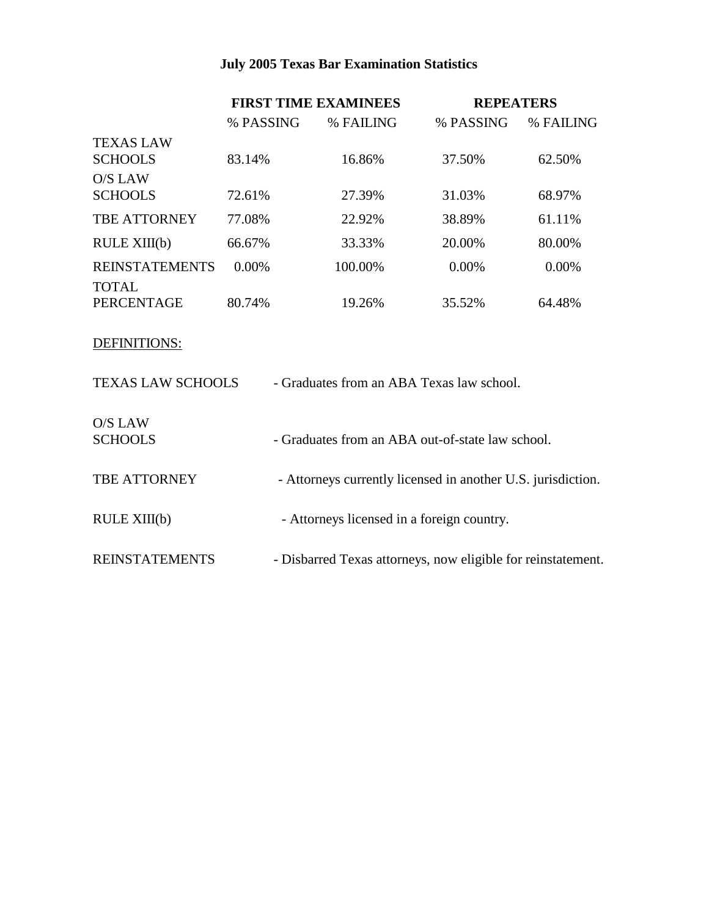## July 2005 Texas Bar Examination Statistics

| | FIRST TIME EXAMINEES | | REPEATERS | |
|---|---|---|---|---|
| | % PASSING | % FAILING | % PASSING | % FAILING |
| TEXAS LAW SCHOOLS | 83.14% | 16.86% | 37.50% | 62.50% |
| O/S LAW SCHOOLS | 72.61% | 27.39% | 31.03% | 68.97% |
| TBE ATTORNEY | 77.08% | 22.92% | 38.89% | 61.11% |
| RULE XIII(b) | 66.67% | 33.33% | 20.00% | 80.00% |
| REINSTATEMENTS | 0.00% | 100.00% | 0.00% | 0.00% |
| TOTAL PERCENTAGE | 80.74% | 19.26% | 35.52% | 64.48% |

DEFINITIONS:

TEXAS LAW SCHOOLS - Graduates from an ABA Texas law school.

O/S LAW SCHOOLS - Graduates from an ABA out-of-state law school.

TBE ATTORNEY - Attorneys currently licensed in another U.S. jurisdiction.

RULE XIII(b) - Attorneys licensed in a foreign country.

REINSTATEMENTS - Disbarred Texas attorneys, now eligible for reinstatement.